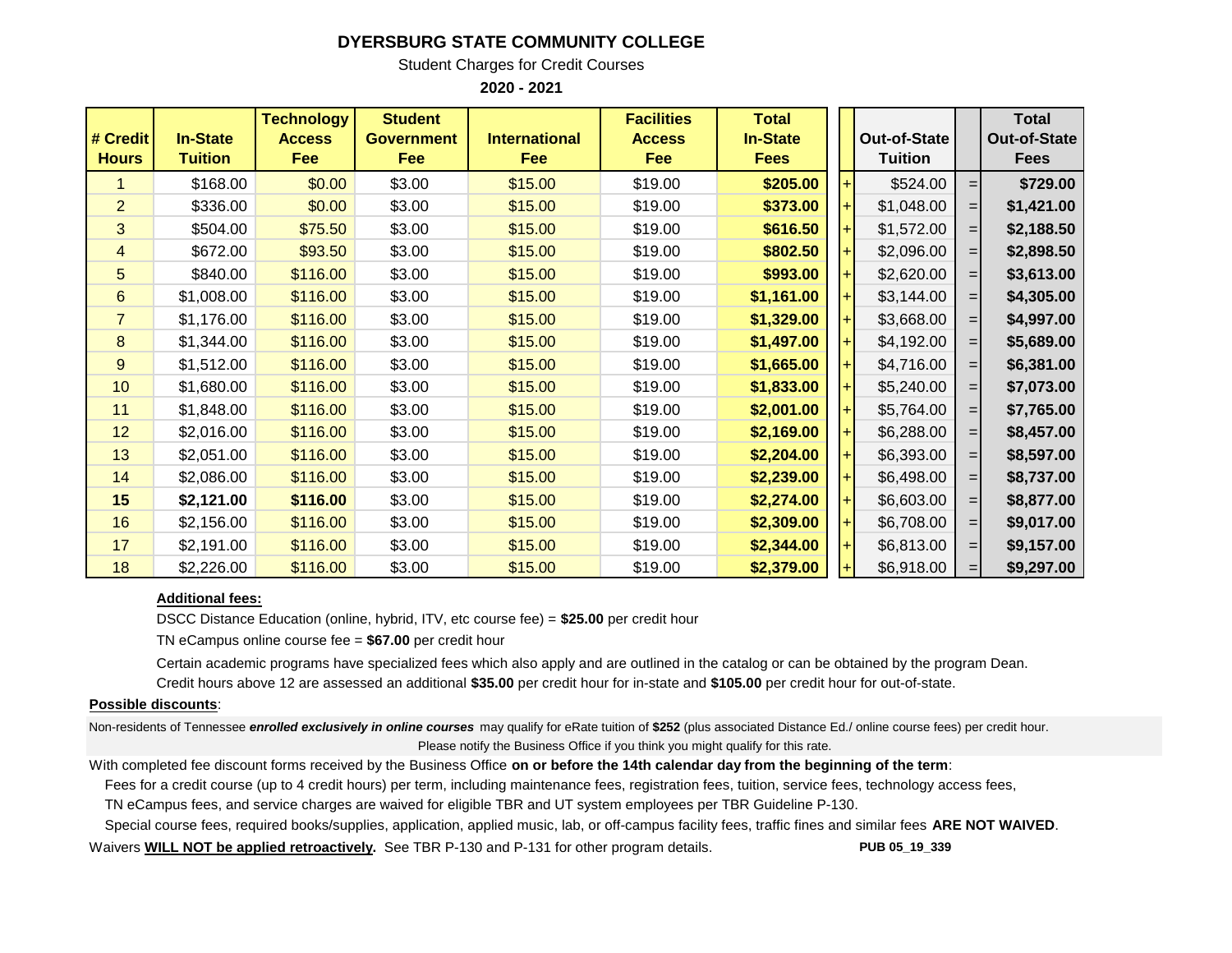# DYERSBURG STATE COMMUNITY COLLEGE

Student Charges for Credit Courses

**2020 - 2021**

| # Credit Hours | In-State Tuition | Technology Access Fee | Student Government Fee | International Fee | Facilities Access Fee | Total In-State Fees | | Out-of-State Tuition | | Total Out-of-State Fees |
|---|---|---|---|---|---|---|---|---|---|---|
| 1 | $168.00 | $0.00 | $3.00 | $15.00 | $19.00 | **$205.00** | + | $524.00 | = | **$729.00** |
| 2 | $336.00 | $0.00 | $3.00 | $15.00 | $19.00 | **$373.00** | + | $1,048.00 | = | **$1,421.00** |
| 3 | $504.00 | $75.50 | $3.00 | $15.00 | $19.00 | **$616.50** | + | $1,572.00 | = | **$2,188.50** |
| 4 | $672.00 | $93.50 | $3.00 | $15.00 | $19.00 | **$802.50** | + | $2,096.00 | = | **$2,898.50** |
| 5 | $840.00 | $116.00 | $3.00 | $15.00 | $19.00 | **$993.00** | + | $2,620.00 | = | **$3,613.00** |
| 6 | $1,008.00 | $116.00 | $3.00 | $15.00 | $19.00 | **$1,161.00** | + | $3,144.00 | = | **$4,305.00** |
| 7 | $1,176.00 | $116.00 | $3.00 | $15.00 | $19.00 | **$1,329.00** | + | $3,668.00 | = | **$4,997.00** |
| 8 | $1,344.00 | $116.00 | $3.00 | $15.00 | $19.00 | **$1,497.00** | + | $4,192.00 | = | **$5,689.00** |
| 9 | $1,512.00 | $116.00 | $3.00 | $15.00 | $19.00 | **$1,665.00** | + | $4,716.00 | = | **$6,381.00** |
| 10 | $1,680.00 | $116.00 | $3.00 | $15.00 | $19.00 | **$1,833.00** | + | $5,240.00 | = | **$7,073.00** |
| 11 | $1,848.00 | $116.00 | $3.00 | $15.00 | $19.00 | **$2,001.00** | + | $5,764.00 | = | **$7,765.00** |
| 12 | $2,016.00 | $116.00 | $3.00 | $15.00 | $19.00 | **$2,169.00** | + | $6,288.00 | = | **$8,457.00** |
| 13 | $2,051.00 | $116.00 | $3.00 | $15.00 | $19.00 | **$2,204.00** | + | $6,393.00 | = | **$8,597.00** |
| 14 | $2,086.00 | $116.00 | $3.00 | $15.00 | $19.00 | **$2,239.00** | + | $6,498.00 | = | **$8,737.00** |
| **15** | **$2,121.00** | **$116.00** | $3.00 | $15.00 | $19.00 | **$2,274.00** | + | $6,603.00 | = | **$8,877.00** |
| 16 | $2,156.00 | $116.00 | $3.00 | $15.00 | $19.00 | **$2,309.00** | + | $6,708.00 | = | **$9,017.00** |
| 17 | $2,191.00 | $116.00 | $3.00 | $15.00 | $19.00 | **$2,344.00** | + | $6,813.00 | = | **$9,157.00** |
| 18 | $2,226.00 | $116.00 | $3.00 | $15.00 | $19.00 | **$2,379.00** | + | $6,918.00 | = | **$9,297.00** |

**Additional fees:**

DSCC Distance Education (online, hybrid, ITV, etc course fee) = **$25.00** per credit hour

TN eCampus online course fee = **$67.00** per credit hour

Certain academic programs have specialized fees which also apply and are outlined in the catalog or can be obtained by the program Dean.

Credit hours above 12 are assessed an additional **$35.00** per credit hour for in-state and **$105.00** per credit hour for out-of-state.

**Possible discounts**:

Non-residents of Tennessee ***enrolled exclusively in online courses*** may qualify for eRate tuition of **$252** (plus associated Distance Ed./ online course fees) per credit hour.
Please notify the Business Office if you think you might qualify for this rate.

With completed fee discount forms received by the Business Office **on or before the 14th calendar day from the beginning of the term**:

Fees for a credit course (up to 4 credit hours) per term, including maintenance fees, registration fees, tuition, service fees, technology access fees, TN eCampus fees, and service charges are waived for eligible TBR and UT system employees per TBR Guideline P-130.

Special course fees, required books/supplies, application, applied music, lab, or off-campus facility fees, traffic fines and similar fees **ARE NOT WAIVED**.

Waivers **WILL NOT be applied retroactively.** See TBR P-130 and P-131 for other program details. **PUB 05_19_339**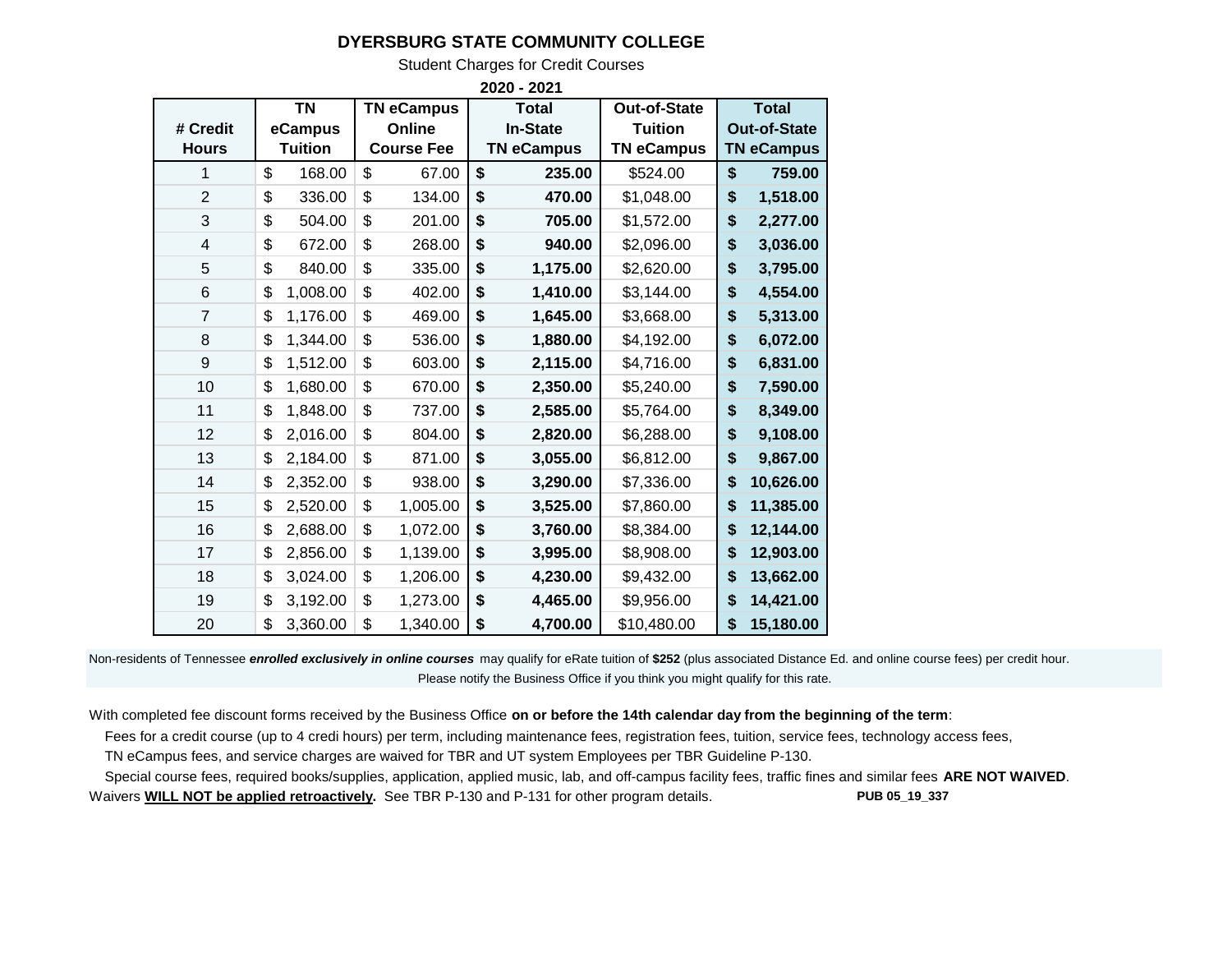# DYERSBURG STATE COMMUNITY COLLEGE

Student Charges for Credit Courses

**2020 - 2021**

| # Credit Hours | TN eCampus Tuition | TN eCampus Online Course Fee | Total In-State TN eCampus | Out-of-State Tuition TN eCampus | Total Out-of-State TN eCampus |
|---|---|---|---|---|---|
| 1 | $ 168.00 | $ 67.00 | **$ 235.00** | $524.00 | **$ 759.00** |
| 2 | $ 336.00 | $ 134.00 | **$ 470.00** | $1,048.00 | **$ 1,518.00** |
| 3 | $ 504.00 | $ 201.00 | **$ 705.00** | $1,572.00 | **$ 2,277.00** |
| 4 | $ 672.00 | $ 268.00 | **$ 940.00** | $2,096.00 | **$ 3,036.00** |
| 5 | $ 840.00 | $ 335.00 | **$ 1,175.00** | $2,620.00 | **$ 3,795.00** |
| 6 | $ 1,008.00 | $ 402.00 | **$ 1,410.00** | $3,144.00 | **$ 4,554.00** |
| 7 | $ 1,176.00 | $ 469.00 | **$ 1,645.00** | $3,668.00 | **$ 5,313.00** |
| 8 | $ 1,344.00 | $ 536.00 | **$ 1,880.00** | $4,192.00 | **$ 6,072.00** |
| 9 | $ 1,512.00 | $ 603.00 | **$ 2,115.00** | $4,716.00 | **$ 6,831.00** |
| 10 | $ 1,680.00 | $ 670.00 | **$ 2,350.00** | $5,240.00 | **$ 7,590.00** |
| 11 | $ 1,848.00 | $ 737.00 | **$ 2,585.00** | $5,764.00 | **$ 8,349.00** |
| 12 | $ 2,016.00 | $ 804.00 | **$ 2,820.00** | $6,288.00 | **$ 9,108.00** |
| 13 | $ 2,184.00 | $ 871.00 | **$ 3,055.00** | $6,812.00 | **$ 9,867.00** |
| 14 | $ 2,352.00 | $ 938.00 | **$ 3,290.00** | $7,336.00 | **$ 10,626.00** |
| 15 | $ 2,520.00 | $ 1,005.00 | **$ 3,525.00** | $7,860.00 | **$ 11,385.00** |
| 16 | $ 2,688.00 | $ 1,072.00 | **$ 3,760.00** | $8,384.00 | **$ 12,144.00** |
| 17 | $ 2,856.00 | $ 1,139.00 | **$ 3,995.00** | $8,908.00 | **$ 12,903.00** |
| 18 | $ 3,024.00 | $ 1,206.00 | **$ 4,230.00** | $9,432.00 | **$ 13,662.00** |
| 19 | $ 3,192.00 | $ 1,273.00 | **$ 4,465.00** | $9,956.00 | **$ 14,421.00** |
| 20 | $ 3,360.00 | $ 1,340.00 | **$ 4,700.00** | $10,480.00 | **$ 15,180.00** |

Non-residents of Tennessee ***enrolled exclusively in online courses*** may qualify for eRate tuition of **$252** (plus associated Distance Ed. and online course fees) per credit hour.
Please notify the Business Office if you think you might qualify for this rate.

With completed fee discount forms received by the Business Office **on or before the 14th calendar day from the beginning of the term**:

Fees for a credit course (up to 4 credi hours) per term, including maintenance fees, registration fees, tuition, service fees, technology access fees, TN eCampus fees, and service charges are waived for TBR and UT system Employees per TBR Guideline P-130.

Special course fees, required books/supplies, application, applied music, lab, and off-campus facility fees, traffic fines and similar fees **ARE NOT WAIVED**.

Waivers **WILL NOT be applied retroactively.** See TBR P-130 and P-131 for other program details. **PUB 05_19_337**